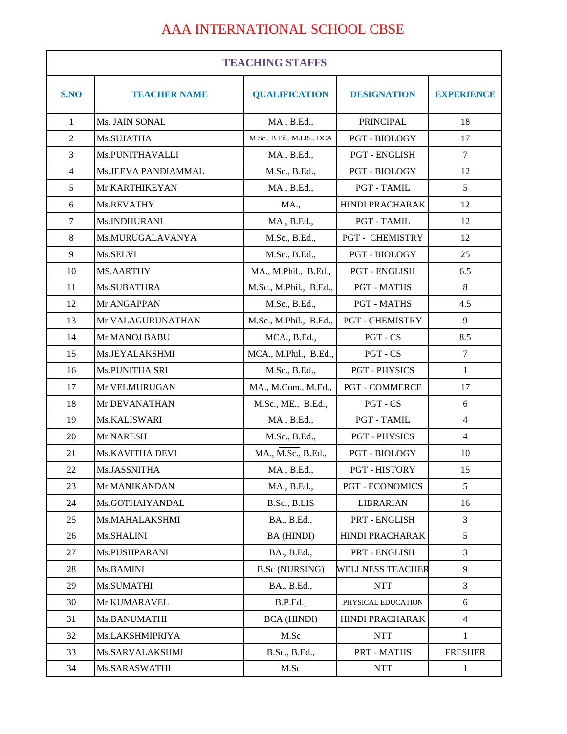# AAA INTERNATIONAL SCHOOL CBSE

| TEACHING STAFFS | | | | |
|---|---|---|---|---|
| **S.NO** | **TEACHER NAME** | **QUALIFICATION** | **DESIGNATION** | **EXPERIENCE** |
| 1 | Ms. JAIN SONAL | MA., B.Ed., | PRINCIPAL | 18 |
| 2 | Ms.SUJATHA | M.Sc., B.Ed., M.LIS., DCA | PGT - BIOLOGY | 17 |
| 3 | Ms.PUNITHAVALLI | MA., B.Ed., | PGT - ENGLISH | 7 |
| 4 | Ms.JEEVA PANDIAMMAL | M.Sc., B.Ed., | PGT - BIOLOGY | 12 |
| 5 | Mr.KARTHIKEYAN | MA., B.Ed., | PGT - TAMIL | 5 |
| 6 | Ms.REVATHY | MA., | HINDI PRACHARAK | 12 |
| 7 | Ms.INDHURANI | MA., B.Ed., | PGT - TAMIL | 12 |
| 8 | Ms.MURUGALAVANYA | M.Sc., B.Ed., | PGT - CHEMISTRY | 12 |
| 9 | Ms.SELVI | M.Sc., B.Ed., | PGT - BIOLOGY | 25 |
| 10 | MS.AARTHY | MA., M.Phil., B.Ed., | PGT - ENGLISH | 6.5 |
| 11 | Ms.SUBATHRA | M.Sc., M.Phil., B.Ed., | PGT - MATHS | 8 |
| 12 | Mr.ANGAPPAN | M.Sc., B.Ed., | PGT - MATHS | 4.5 |
| 13 | Mr.VALAGURUNATHAN | M.Sc., M.Phil., B.Ed., | PGT - CHEMISTRY | 9 |
| 14 | Mr.MANOJ BABU | MCA., B.Ed., | PGT - CS | 8.5 |
| 15 | Ms.JEYALAKSHMI | MCA., M.Phil., B.Ed., | PGT - CS | 7 |
| 16 | Ms.PUNITHA SRI | M.Sc., B.Ed., | PGT - PHYSICS | 1 |
| 17 | Mr.VELMURUGAN | MA., M.Com., M.Ed., | PGT - COMMERCE | 17 |
| 18 | Mr.DEVANATHAN | M.Sc., ME., B.Ed., | PGT - CS | 6 |
| 19 | Ms.KALISWARI | MA., B.Ed., | PGT - TAMIL | 4 |
| 20 | Mr.NARESH | M.Sc., B.Ed., | PGT - PHYSICS | 4 |
| 21 | Ms.KAVITHA DEVI | MA., M.Sc., B.Ed., | PGT - BIOLOGY | 10 |
| 22 | Ms.JASSNITHA | MA., B.Ed., | PGT - HISTORY | 15 |
| 23 | Mr.MANIKANDAN | MA., B.Ed., | PGT - ECONOMICS | 5 |
| 24 | Ms.GOTHAIYANDAL | B.Sc., B.LIS | LIBRARIAN | 16 |
| 25 | Ms.MAHALAKSHMI | BA., B.Ed., | PRT - ENGLISH | 3 |
| 26 | Ms.SHALINI | BA (HINDI) | HINDI PRACHARAK | 5 |
| 27 | Ms.PUSHPARANI | BA., B.Ed., | PRT - ENGLISH | 3 |
| 28 | Ms.BAMINI | B.Sc (NURSING) | WELLNESS TEACHER | 9 |
| 29 | Ms.SUMATHI | BA., B.Ed., | NTT | 3 |
| 30 | Mr.KUMARAVEL | B.P.Ed., | PHYSICAL EDUCATION | 6 |
| 31 | Ms.BANUMATHI | BCA (HINDI) | HINDI PRACHARAK | 4 |
| 32 | Ms.LAKSHMIPRIYA | M.Sc | NTT | 1 |
| 33 | Ms.SARVALAKSHMI | B.Sc., B.Ed., | PRT - MATHS | FRESHER |
| 34 | Ms.SARASWATHI | M.Sc | NTT | 1 |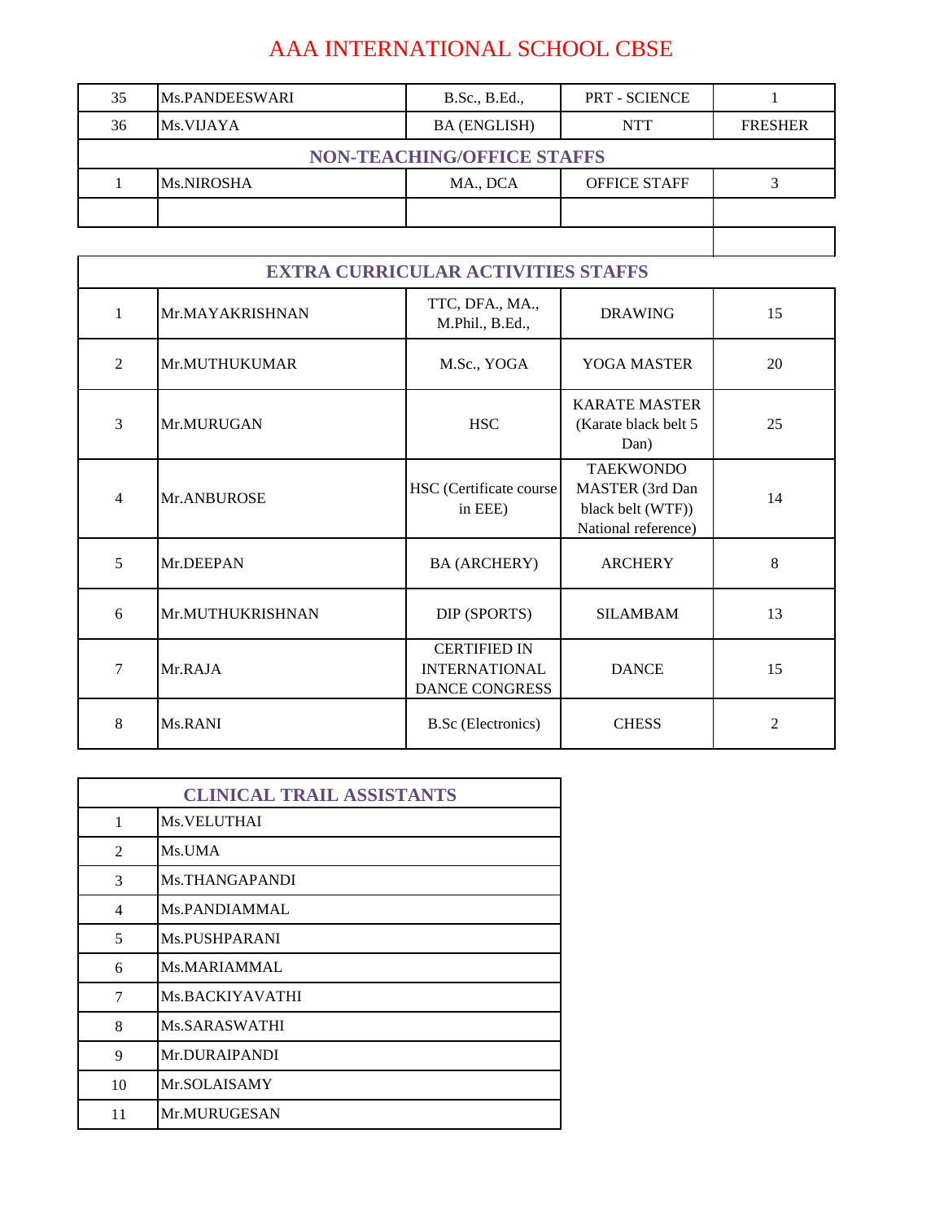# AAA INTERNATIONAL SCHOOL CBSE

| | | | | |
|---|---|---|---|---|
| 35 | Ms.PANDEESWARI | B.Sc., B.Ed., | PRT - SCIENCE | 1 |
| 36 | Ms.VIJAYA | BA (ENGLISH) | NTT | FRESHER |
| **NON-TEACHING/OFFICE STAFFS** | | | | |
| 1 | Ms.NIROSHA | MA., DCA | OFFICE STAFF | 3 |
| | | | | |

| | | | | |
|---|---|---|---|---|
| **EXTRA CURRICULAR ACTIVITIES STAFFS** | | | | |
| 1 | Mr.MAYAKRISHNAN | TTC, DFA., MA., M.Phil., B.Ed., | DRAWING | 15 |
| 2 | Mr.MUTHUKUMAR | M.Sc., YOGA | YOGA MASTER | 20 |
| 3 | Mr.MURUGAN | HSC | KARATE MASTER (Karate black belt 5 Dan) | 25 |
| 4 | Mr.ANBUROSE | HSC (Certificate course in EEE) | TAEKWONDO MASTER (3rd Dan black belt (WTF)) National reference) | 14 |
| 5 | Mr.DEEPAN | BA (ARCHERY) | ARCHERY | 8 |
| 6 | Mr.MUTHUKRISHNAN | DIP (SPORTS) | SILAMBAM | 13 |
| 7 | Mr.RAJA | CERTIFIED IN INTERNATIONAL DANCE CONGRESS | DANCE | 15 |
| 8 | Ms.RANI | B.Sc (Electronics) | CHESS | 2 |

| | |
|---|---|
| **CLINICAL TRAIL ASSISTANTS** | |
| 1 | Ms.VELUTHAI |
| 2 | Ms.UMA |
| 3 | Ms.THANGAPANDI |
| 4 | Ms.PANDIAMMAL |
| 5 | Ms.PUSHPARANI |
| 6 | Ms.MARIAMMAL |
| 7 | Ms.BACKIYAVATHI |
| 8 | Ms.SARASWATHI |
| 9 | Mr.DURAIPANDI |
| 10 | Mr.SOLAISAMY |
| 11 | Mr.MURUGESAN |